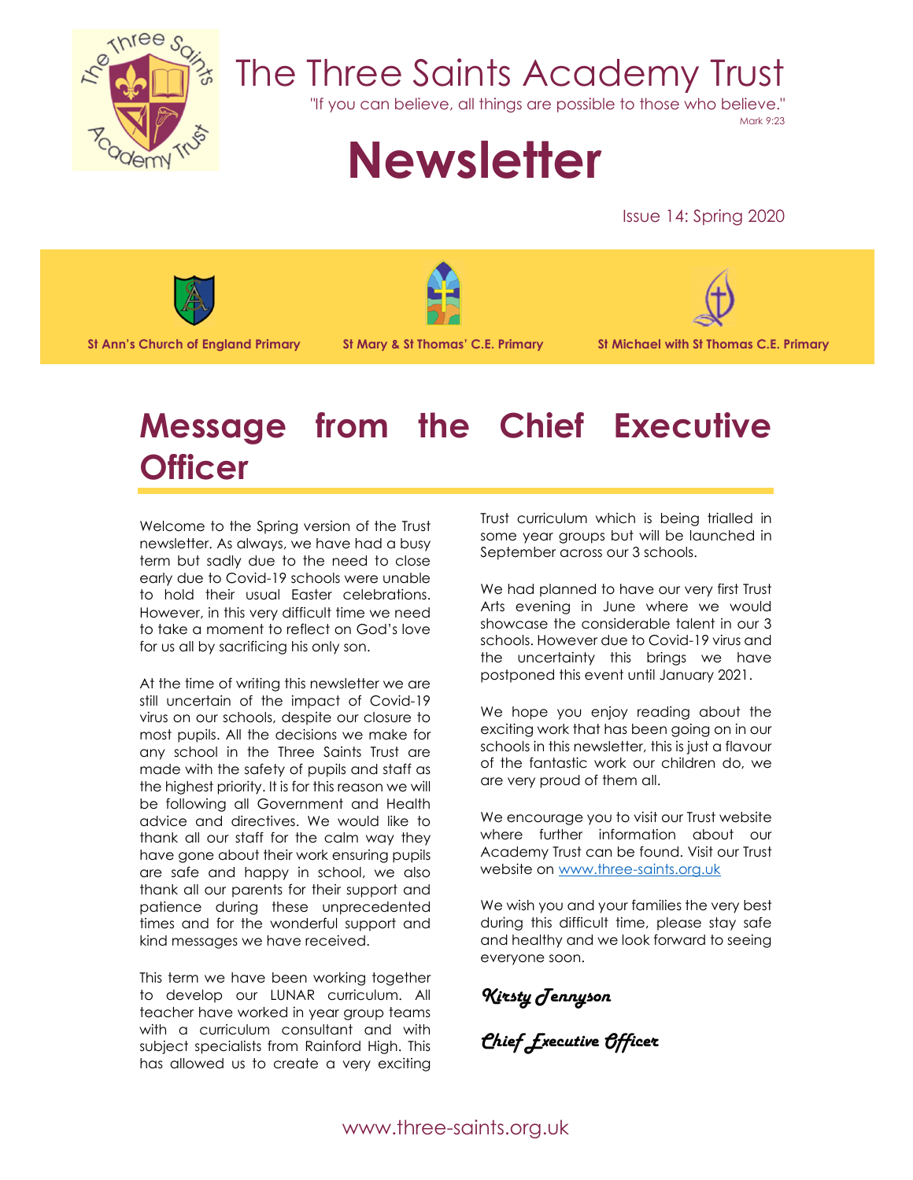# The Three Saints Academy Trust

"If you can believe, all things are possible to those who believe."
Mark 9:23

# Newsletter

Issue 14: Spring 2020

**St Ann's Church of England Primary** | **St Mary & St Thomas' C.E. Primary** | **St Michael with St Thomas C.E. Primary**

## Message from the Chief Executive Officer

Welcome to the Spring version of the Trust newsletter. As always, we have had a busy term but sadly due to the need to close early due to Covid-19 schools were unable to hold their usual Easter celebrations. However, in this very difficult time we need to take a moment to reflect on God's love for us all by sacrificing his only son.

At the time of writing this newsletter we are still uncertain of the impact of Covid-19 virus on our schools, despite our closure to most pupils. All the decisions we make for any school in the Three Saints Trust are made with the safety of pupils and staff as the highest priority. It is for this reason we will be following all Government and Health advice and directives. We would like to thank all our staff for the calm way they have gone about their work ensuring pupils are safe and happy in school, we also thank all our parents for their support and patience during these unprecedented times and for the wonderful support and kind messages we have received.

This term we have been working together to develop our LUNAR curriculum. All teacher have worked in year group teams with a curriculum consultant and with subject specialists from Rainford High. This has allowed us to create a very exciting Trust curriculum which is being trialled in some year groups but will be launched in September across our 3 schools.

We had planned to have our very first Trust Arts evening in June where we would showcase the considerable talent in our 3 schools. However due to Covid-19 virus and the uncertainty this brings we have postponed this event until January 2021.

We hope you enjoy reading about the exciting work that has been going on in our schools in this newsletter, this is just a flavour of the fantastic work our children do, we are very proud of them all.

We encourage you to visit our Trust website where further information about our Academy Trust can be found. Visit our Trust website on www.three-saints.org.uk

We wish you and your families the very best during this difficult time, please stay safe and healthy and we look forward to seeing everyone soon.

*Kirsty Tennyson*

*Chief Executive Officer*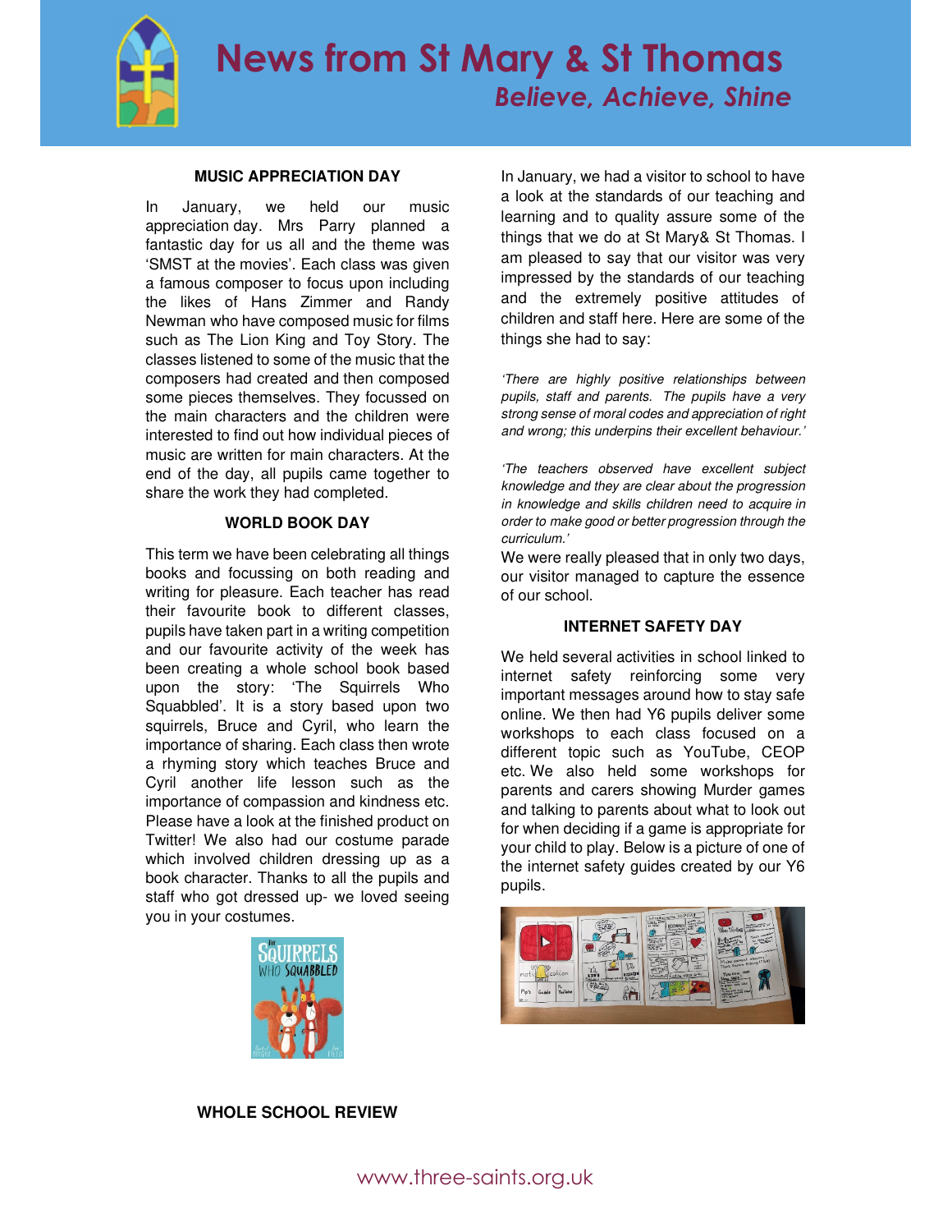# News from St Mary & St Thomas

*Believe, Achieve, Shine*

## MUSIC APPRECIATION DAY

In January, we held our music appreciation day. Mrs Parry planned a fantastic day for us all and the theme was 'SMST at the movies'. Each class was given a famous composer to focus upon including the likes of Hans Zimmer and Randy Newman who have composed music for films such as The Lion King and Toy Story. The classes listened to some of the music that the composers had created and then composed some pieces themselves. They focussed on the main characters and the children were interested to find out how individual pieces of music are written for main characters. At the end of the day, all pupils came together to share the work they had completed.

## WORLD BOOK DAY

This term we have been celebrating all things books and focussing on both reading and writing for pleasure. Each teacher has read their favourite book to different classes, pupils have taken part in a writing competition and our favourite activity of the week has been creating a whole school book based upon the story: 'The Squirrels Who Squabbled'. It is a story based upon two squirrels, Bruce and Cyril, who learn the importance of sharing. Each class then wrote a rhyming story which teaches Bruce and Cyril another life lesson such as the importance of compassion and kindness etc. Please have a look at the finished product on Twitter! We also had our costume parade which involved children dressing up as a book character. Thanks to all the pupils and staff who got dressed up- we loved seeing you in your costumes.

## WHOLE SCHOOL REVIEW

In January, we had a visitor to school to have a look at the standards of our teaching and learning and to quality assure some of the things that we do at St Mary& St Thomas. I am pleased to say that our visitor was very impressed by the standards of our teaching and the extremely positive attitudes of children and staff here. Here are some of the things she had to say:

*'There are highly positive relationships between pupils, staff and parents. The pupils have a very strong sense of moral codes and appreciation of right and wrong; this underpins their excellent behaviour.'*

*'The teachers observed have excellent subject knowledge and they are clear about the progression in knowledge and skills children need to acquire in order to make good or better progression through the curriculum.'*

We were really pleased that in only two days, our visitor managed to capture the essence of our school.

## INTERNET SAFETY DAY

We held several activities in school linked to internet safety reinforcing some very important messages around how to stay safe online. We then had Y6 pupils deliver some workshops to each class focused on a different topic such as YouTube, CEOP etc. We also held some workshops for parents and carers showing Murder games and talking to parents about what to look out for when deciding if a game is appropriate for your child to play. Below is a picture of one of the internet safety guides created by our Y6 pupils.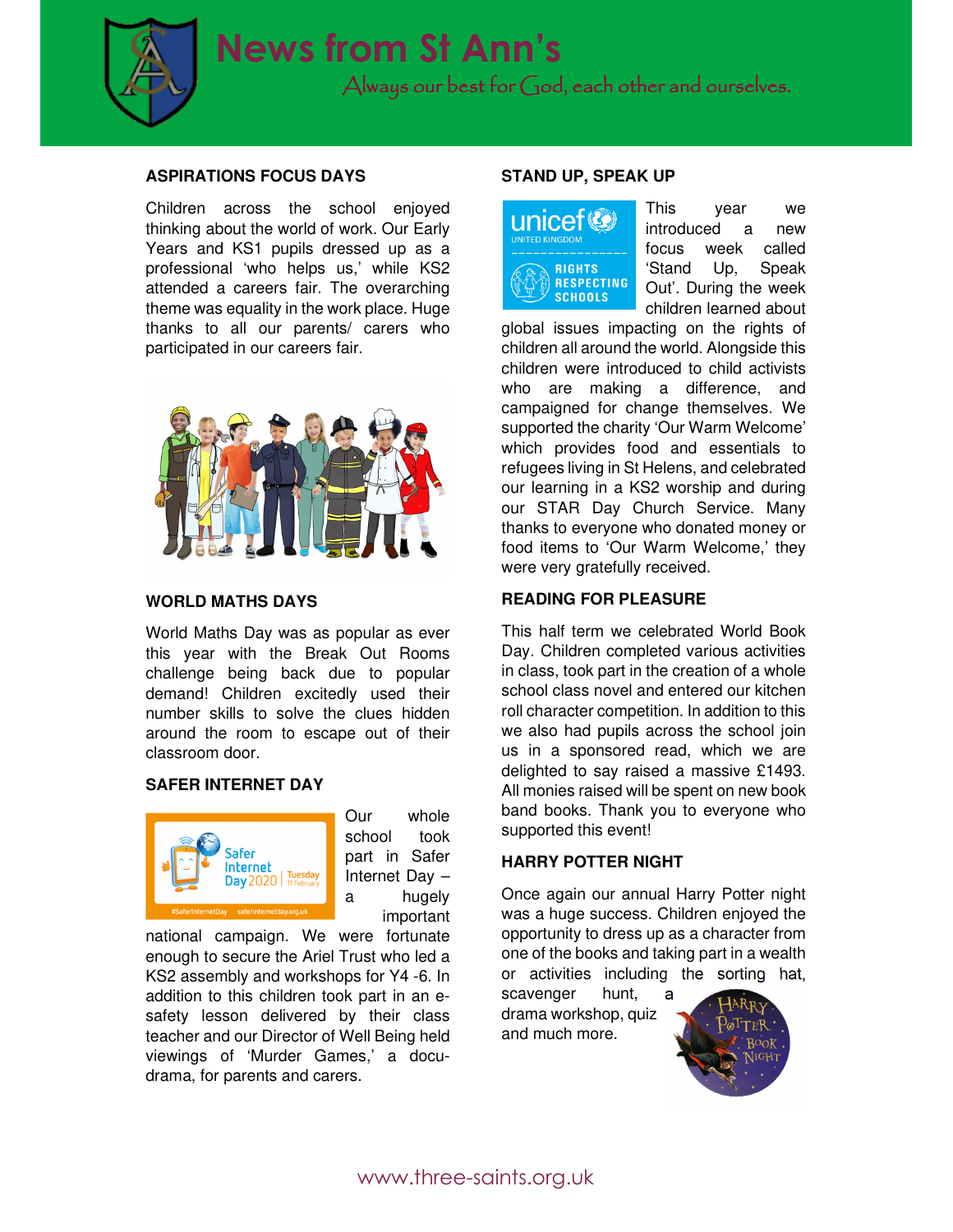# News from St Ann's

Always our best for God, each other and ourselves.

## ASPIRATIONS FOCUS DAYS

Children across the school enjoyed thinking about the world of work. Our Early Years and KS1 pupils dressed up as a professional 'who helps us,' while KS2 attended a careers fair. The overarching theme was equality in the work place. Huge thanks to all our parents/ carers who participated in our careers fair.

## WORLD MATHS DAYS

World Maths Day was as popular as ever this year with the Break Out Rooms challenge being back due to popular demand! Children excitedly used their number skills to solve the clues hidden around the room to escape out of their classroom door.

## SAFER INTERNET DAY

Our whole school took part in Safer Internet Day – a hugely important national campaign. We were fortunate enough to secure the Ariel Trust who led a KS2 assembly and workshops for Y4 -6. In addition to this children took part in an e-safety lesson delivered by their class teacher and our Director of Well Being held viewings of 'Murder Games,' a docu-drama, for parents and carers.

## STAND UP, SPEAK UP

This year we introduced a new focus week called 'Stand Up, Speak Out'. During the week children learned about global issues impacting on the rights of children all around the world. Alongside this children were introduced to child activists who are making a difference, and campaigned for change themselves. We supported the charity 'Our Warm Welcome' which provides food and essentials to refugees living in St Helens, and celebrated our learning in a KS2 worship and during our STAR Day Church Service. Many thanks to everyone who donated money or food items to 'Our Warm Welcome,' they were very gratefully received.

## READING FOR PLEASURE

This half term we celebrated World Book Day. Children completed various activities in class, took part in the creation of a whole school class novel and entered our kitchen roll character competition. In addition to this we also had pupils across the school join us in a sponsored read, which we are delighted to say raised a massive £1493. All monies raised will be spent on new book band books. Thank you to everyone who supported this event!

## HARRY POTTER NIGHT

Once again our annual Harry Potter night was a huge success. Children enjoyed the opportunity to dress up as a character from one of the books and taking part in a wealth or activities including the sorting hat, scavenger hunt, a drama workshop, quiz and much more.

www.three-saints.org.uk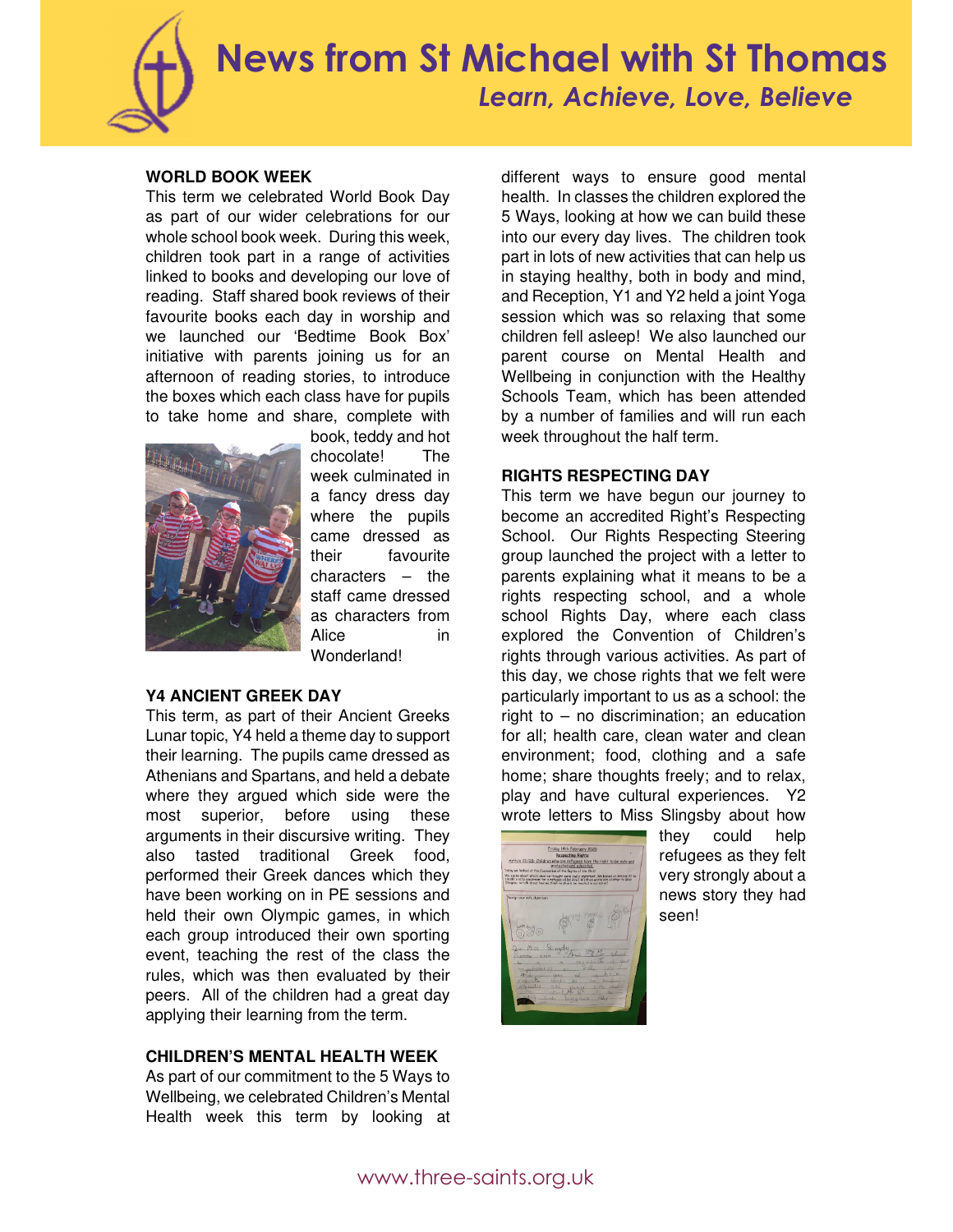# News from St Michael with St Thomas

*Learn, Achieve, Love, Believe*

**WORLD BOOK WEEK**

This term we celebrated World Book Day as part of our wider celebrations for our whole school book week. During this week, children took part in a range of activities linked to books and developing our love of reading. Staff shared book reviews of their favourite books each day in worship and we launched our 'Bedtime Book Box' initiative with parents joining us for an afternoon of reading stories, to introduce the boxes which each class have for pupils to take home and share, complete with book, teddy and hot chocolate! The week culminated in a fancy dress day where the pupils came dressed as their favourite characters – the staff came dressed as characters from Alice in Wonderland!

**Y4 ANCIENT GREEK DAY**

This term, as part of their Ancient Greeks Lunar topic, Y4 held a theme day to support their learning. The pupils came dressed as Athenians and Spartans, and held a debate where they argued which side were the most superior, before using these arguments in their discursive writing. They also tasted traditional Greek food, performed their Greek dances which they have been working on in PE sessions and held their own Olympic games, in which each group introduced their own sporting event, teaching the rest of the class the rules, which was then evaluated by their peers. All of the children had a great day applying their learning from the term.

**CHILDREN'S MENTAL HEALTH WEEK**

As part of our commitment to the 5 Ways to Wellbeing, we celebrated Children's Mental Health week this term by looking at different ways to ensure good mental health. In classes the children explored the 5 Ways, looking at how we can build these into our every day lives. The children took part in lots of new activities that can help us in staying healthy, both in body and mind, and Reception, Y1 and Y2 held a joint Yoga session which was so relaxing that some children fell asleep! We also launched our parent course on Mental Health and Wellbeing in conjunction with the Healthy Schools Team, which has been attended by a number of families and will run each week throughout the half term.

**RIGHTS RESPECTING DAY**

This term we have begun our journey to become an accredited Right's Respecting School. Our Rights Respecting Steering group launched the project with a letter to parents explaining what it means to be a rights respecting school, and a whole school Rights Day, where each class explored the Convention of Children's rights through various activities. As part of this day, we chose rights that we felt were particularly important to us as a school: the right to – no discrimination; an education for all; health care, clean water and clean environment; food, clothing and a safe home; share thoughts freely; and to relax, play and have cultural experiences. Y2 wrote letters to Miss Slingsby about how they could help refugees as they felt very strongly about a news story they had seen!

www.three-saints.org.uk